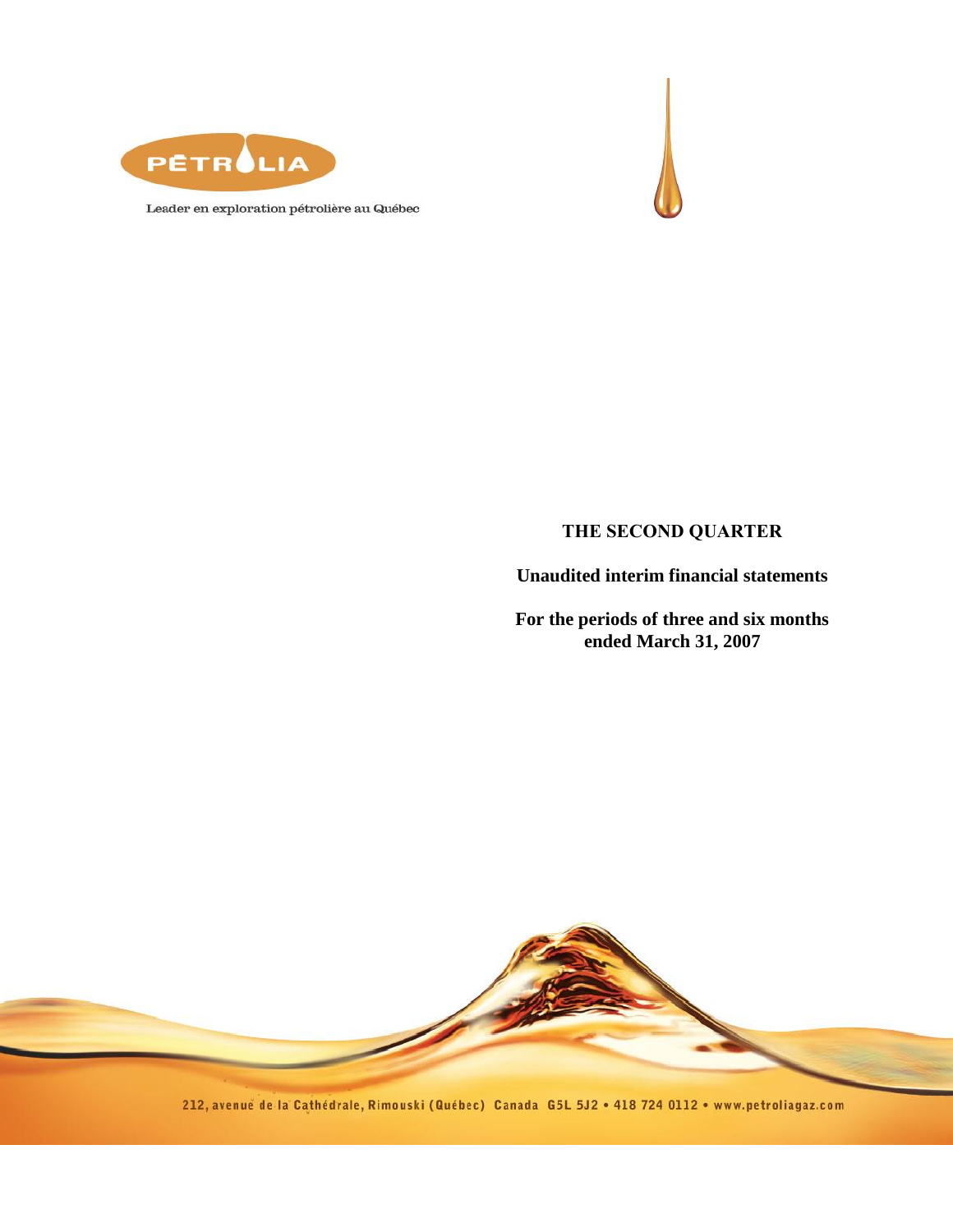PÉTROLIA

Leader en exploration pétrolière au Québec

# THE SECOND QUARTER

**Unaudited interim financial statements**

**For the periods of three and six months ended March 31, 2007**

212, avenue de la Cathédrale, Rimouski (Québec) Canada G5L 5J2 • 418 724 0112 • www.petroliagaz.com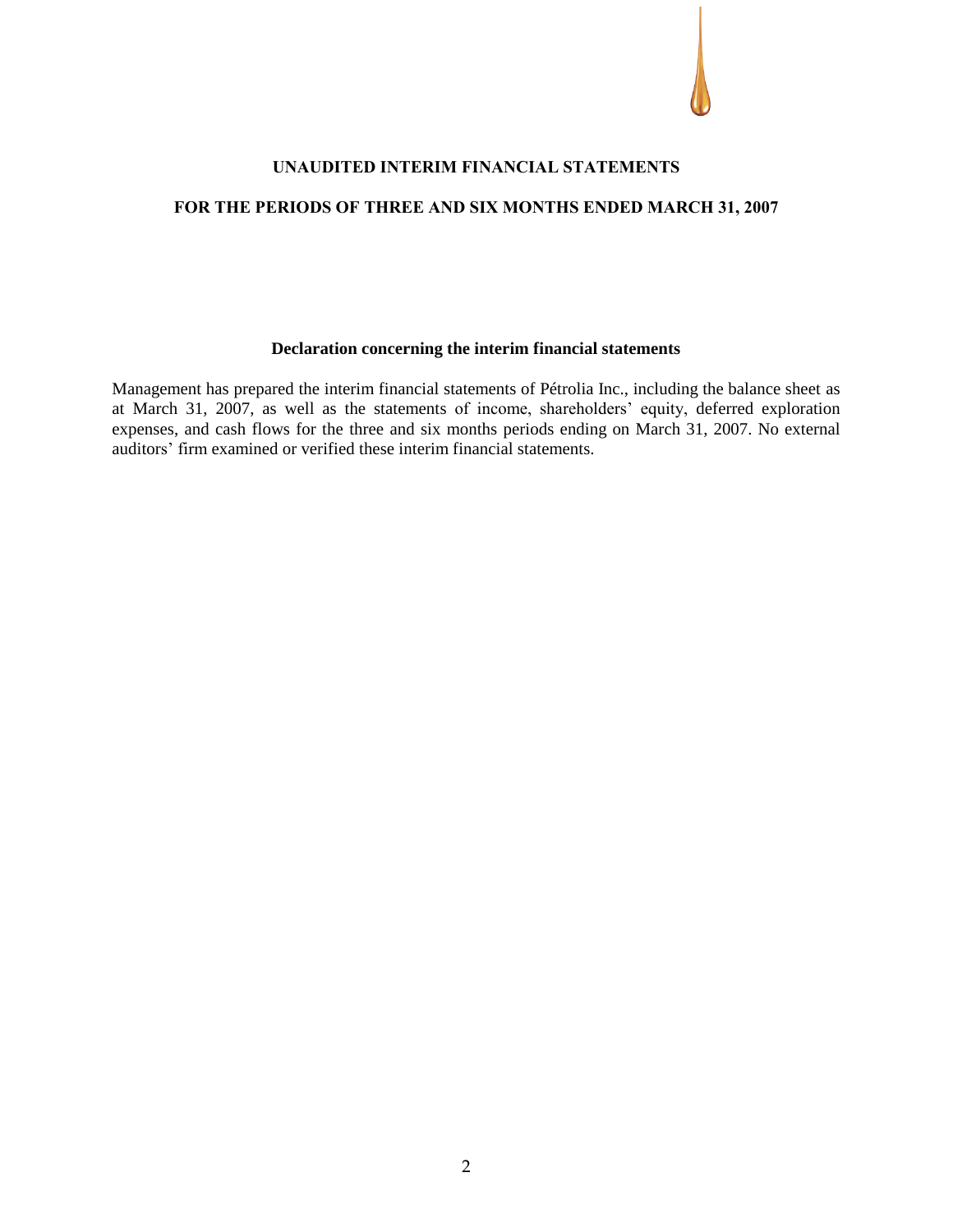# UNAUDITED INTERIM FINANCIAL STATEMENTS

## FOR THE PERIODS OF THREE AND SIX MONTHS ENDED MARCH 31, 2007

### Declaration concerning the interim financial statements

Management has prepared the interim financial statements of Pétrolia Inc., including the balance sheet as at March 31, 2007, as well as the statements of income, shareholders' equity, deferred exploration expenses, and cash flows for the three and six months periods ending on March 31, 2007. No external auditors' firm examined or verified these interim financial statements.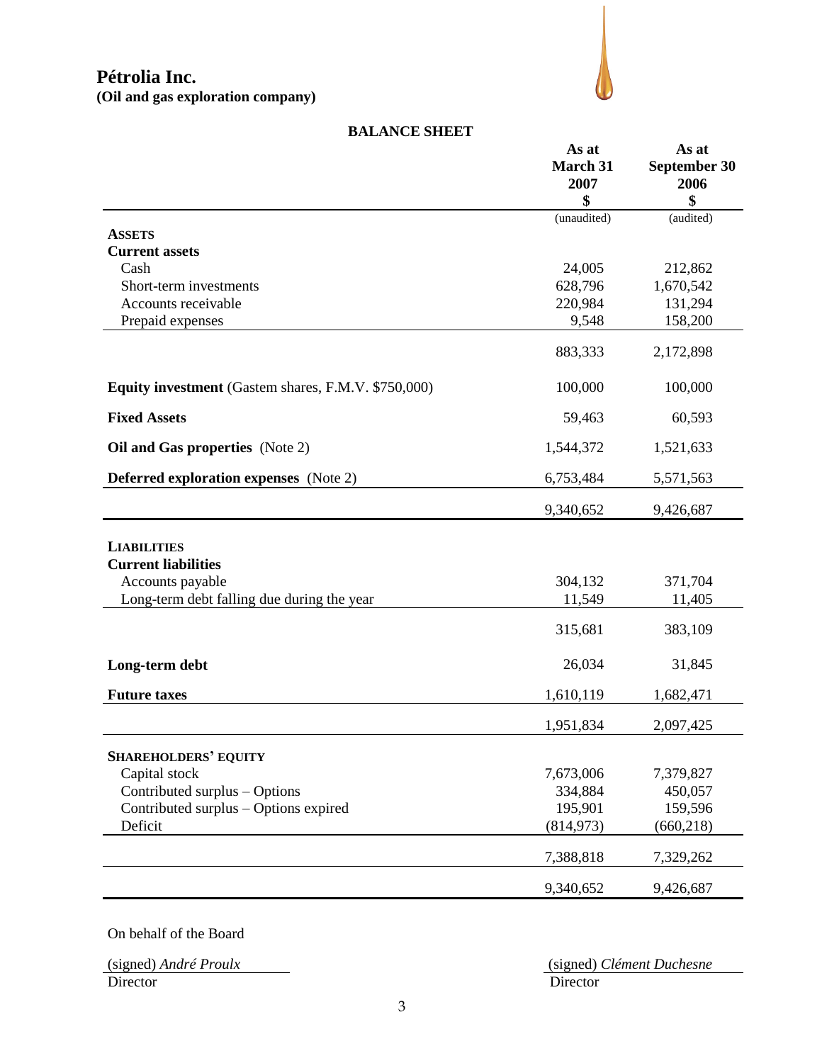# Pétrolia Inc.

**(Oil and gas exploration company)**

## BALANCE SHEET

| | As at March 31 2007 $ | As at September 30 2006 $ |
|---|---|---|
| | (unaudited) | (audited) |
| **ASSETS** | | |
| **Current assets** | | |
| Cash | 24,005 | 212,862 |
| Short-term investments | 628,796 | 1,670,542 |
| Accounts receivable | 220,984 | 131,294 |
| Prepaid expenses | 9,548 | 158,200 |
| | 883,333 | 2,172,898 |
| **Equity investment** (Gastem shares, F.M.V. $750,000) | 100,000 | 100,000 |
| **Fixed Assets** | 59,463 | 60,593 |
| **Oil and Gas properties** (Note 2) | 1,544,372 | 1,521,633 |
| **Deferred exploration expenses** (Note 2) | 6,753,484 | 5,571,563 |
| | 9,340,652 | 9,426,687 |
| **LIABILITIES** | | |
| **Current liabilities** | | |
| Accounts payable | 304,132 | 371,704 |
| Long-term debt falling due during the year | 11,549 | 11,405 |
| | 315,681 | 383,109 |
| **Long-term debt** | 26,034 | 31,845 |
| **Future taxes** | 1,610,119 | 1,682,471 |
| | 1,951,834 | 2,097,425 |
| **SHAREHOLDERS' EQUITY** | | |
| Capital stock | 7,673,006 | 7,379,827 |
| Contributed surplus – Options | 334,884 | 450,057 |
| Contributed surplus – Options expired | 195,901 | 159,596 |
| Deficit | (814,973) | (660,218) |
| | 7,388,818 | 7,329,262 |
| | 9,340,652 | 9,426,687 |

On behalf of the Board

(signed) *André Proulx*
Director

(signed) *Clément Duchesne*
Director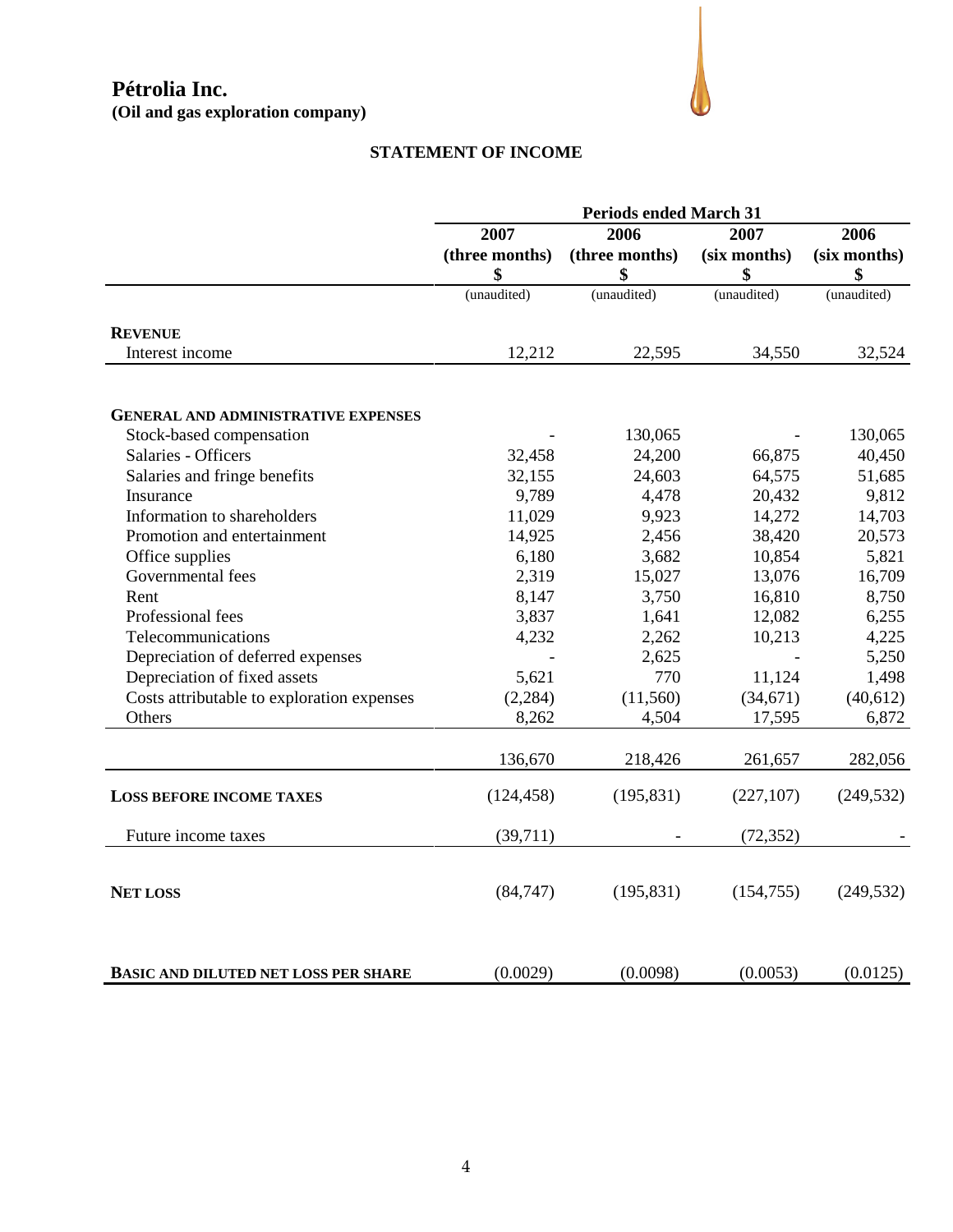# Pétrolia Inc.
**(Oil and gas exploration company)**

## STATEMENT OF INCOME

| | Periods ended March 31 | | | |
|---|---|---|---|---|
| | 2007 (three months) $ | 2006 (three months) $ | 2007 (six months) $ | 2006 (six months) $ |
| | (unaudited) | (unaudited) | (unaudited) | (unaudited) |
| **REVENUE** | | | | |
| Interest income | 12,212 | 22,595 | 34,550 | 32,524 |
| **GENERAL AND ADMINISTRATIVE EXPENSES** | | | | |
| Stock-based compensation | - | 130,065 | - | 130,065 |
| Salaries - Officers | 32,458 | 24,200 | 66,875 | 40,450 |
| Salaries and fringe benefits | 32,155 | 24,603 | 64,575 | 51,685 |
| Insurance | 9,789 | 4,478 | 20,432 | 9,812 |
| Information to shareholders | 11,029 | 9,923 | 14,272 | 14,703 |
| Promotion and entertainment | 14,925 | 2,456 | 38,420 | 20,573 |
| Office supplies | 6,180 | 3,682 | 10,854 | 5,821 |
| Governmental fees | 2,319 | 15,027 | 13,076 | 16,709 |
| Rent | 8,147 | 3,750 | 16,810 | 8,750 |
| Professional fees | 3,837 | 1,641 | 12,082 | 6,255 |
| Telecommunications | 4,232 | 2,262 | 10,213 | 4,225 |
| Depreciation of deferred expenses | - | 2,625 | - | 5,250 |
| Depreciation of fixed assets | 5,621 | 770 | 11,124 | 1,498 |
| Costs attributable to exploration expenses | (2,284) | (11,560) | (34,671) | (40,612) |
| Others | 8,262 | 4,504 | 17,595 | 6,872 |
| | 136,670 | 218,426 | 261,657 | 282,056 |
| **LOSS BEFORE INCOME TAXES** | (124,458) | (195,831) | (227,107) | (249,532) |
| Future income taxes | (39,711) | - | (72,352) | - |
| **NET LOSS** | (84,747) | (195,831) | (154,755) | (249,532) |
| **BASIC AND DILUTED NET LOSS PER SHARE** | (0.0029) | (0.0098) | (0.0053) | (0.0125) |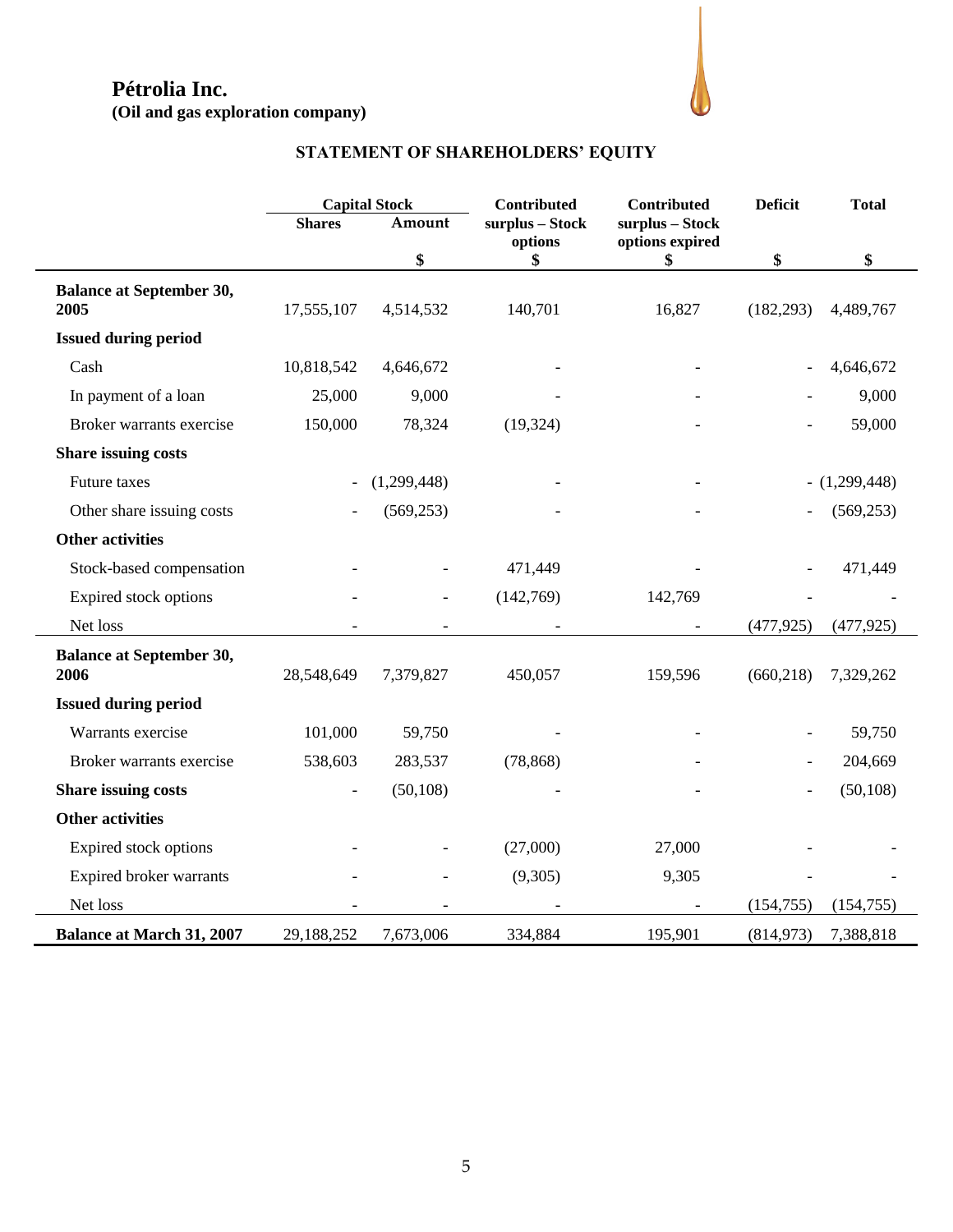# Pétrolia Inc.
**(Oil and gas exploration company)**

## STATEMENT OF SHAREHOLDERS' EQUITY

| | Capital Stock | | Contributed surplus – Stock options | Contributed surplus – Stock options expired | Deficit | Total |
|---|---|---|---|---|---|---|
| | Shares | Amount | | | | |
| | | $ | $ | $ | $ | $ |
| **Balance at September 30, 2005** | 17,555,107 | 4,514,532 | 140,701 | 16,827 | (182,293) | 4,489,767 |
| **Issued during period** | | | | | | |
| Cash | 10,818,542 | 4,646,672 | - | - | - | 4,646,672 |
| In payment of a loan | 25,000 | 9,000 | - | - | - | 9,000 |
| Broker warrants exercise | 150,000 | 78,324 | (19,324) | - | - | 59,000 |
| **Share issuing costs** | | | | | | |
| Future taxes | - | (1,299,448) | - | - | - | (1,299,448) |
| Other share issuing costs | - | (569,253) | - | - | - | (569,253) |
| **Other activities** | | | | | | |
| Stock-based compensation | - | - | 471,449 | - | - | 471,449 |
| Expired stock options | - | - | (142,769) | 142,769 | - | - |
| Net loss | - | - | - | - | (477,925) | (477,925) |
| **Balance at September 30, 2006** | 28,548,649 | 7,379,827 | 450,057 | 159,596 | (660,218) | 7,329,262 |
| **Issued during period** | | | | | | |
| Warrants exercise | 101,000 | 59,750 | - | - | - | 59,750 |
| Broker warrants exercise | 538,603 | 283,537 | (78,868) | - | - | 204,669 |
| **Share issuing costs** | - | (50,108) | - | - | - | (50,108) |
| **Other activities** | | | | | | |
| Expired stock options | - | - | (27,000) | 27,000 | - | - |
| Expired broker warrants | - | - | (9,305) | 9,305 | - | - |
| Net loss | - | - | - | - | (154,755) | (154,755) |
| **Balance at March 31, 2007** | 29,188,252 | 7,673,006 | 334,884 | 195,901 | (814,973) | 7,388,818 |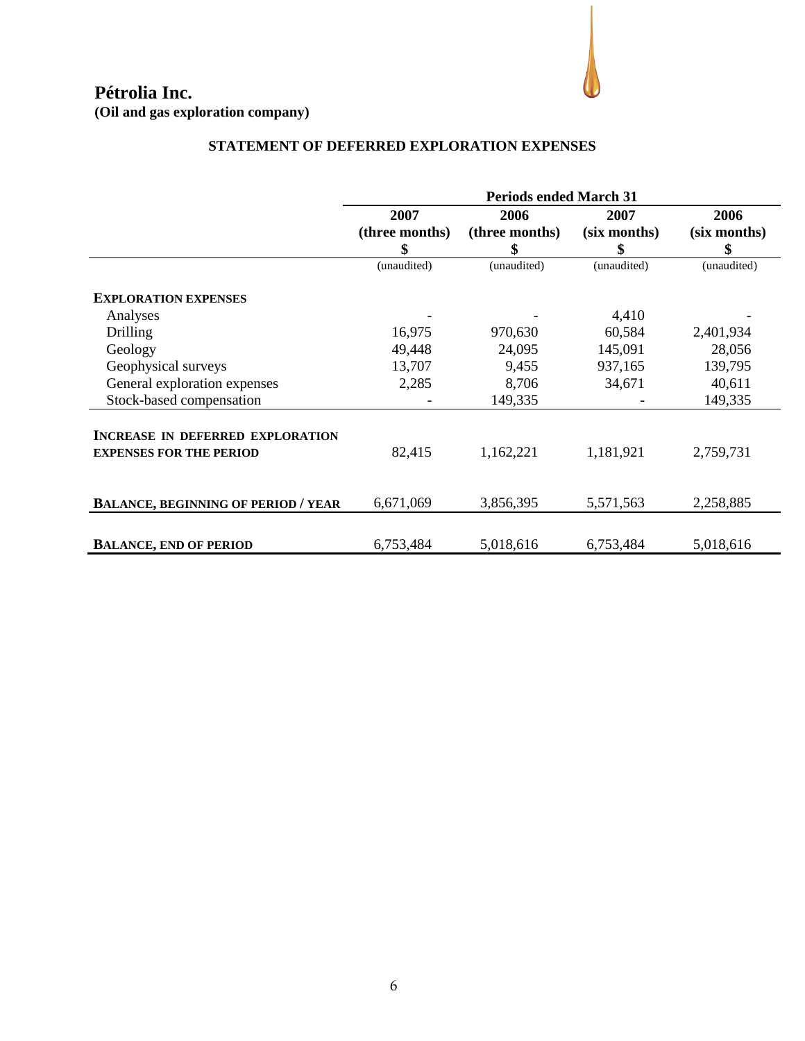# Pétrolia Inc.

**(Oil and gas exploration company)**

## STATEMENT OF DEFERRED EXPLORATION EXPENSES

| | Periods ended March 31 | | | |
|---|---|---|---|---|
| | 2007 (three months) $ | 2006 (three months) $ | 2007 (six months) $ | 2006 (six months) $ |
| | (unaudited) | (unaudited) | (unaudited) | (unaudited) |
| **EXPLORATION EXPENSES** | | | | |
| Analyses | - | - | 4,410 | - |
| Drilling | 16,975 | 970,630 | 60,584 | 2,401,934 |
| Geology | 49,448 | 24,095 | 145,091 | 28,056 |
| Geophysical surveys | 13,707 | 9,455 | 937,165 | 139,795 |
| General exploration expenses | 2,285 | 8,706 | 34,671 | 40,611 |
| Stock-based compensation | - | 149,335 | - | 149,335 |
| **INCREASE IN DEFERRED EXPLORATION EXPENSES FOR THE PERIOD** | 82,415 | 1,162,221 | 1,181,921 | 2,759,731 |
| **BALANCE, BEGINNING OF PERIOD / YEAR** | 6,671,069 | 3,856,395 | 5,571,563 | 2,258,885 |
| **BALANCE, END OF PERIOD** | 6,753,484 | 5,018,616 | 6,753,484 | 5,018,616 |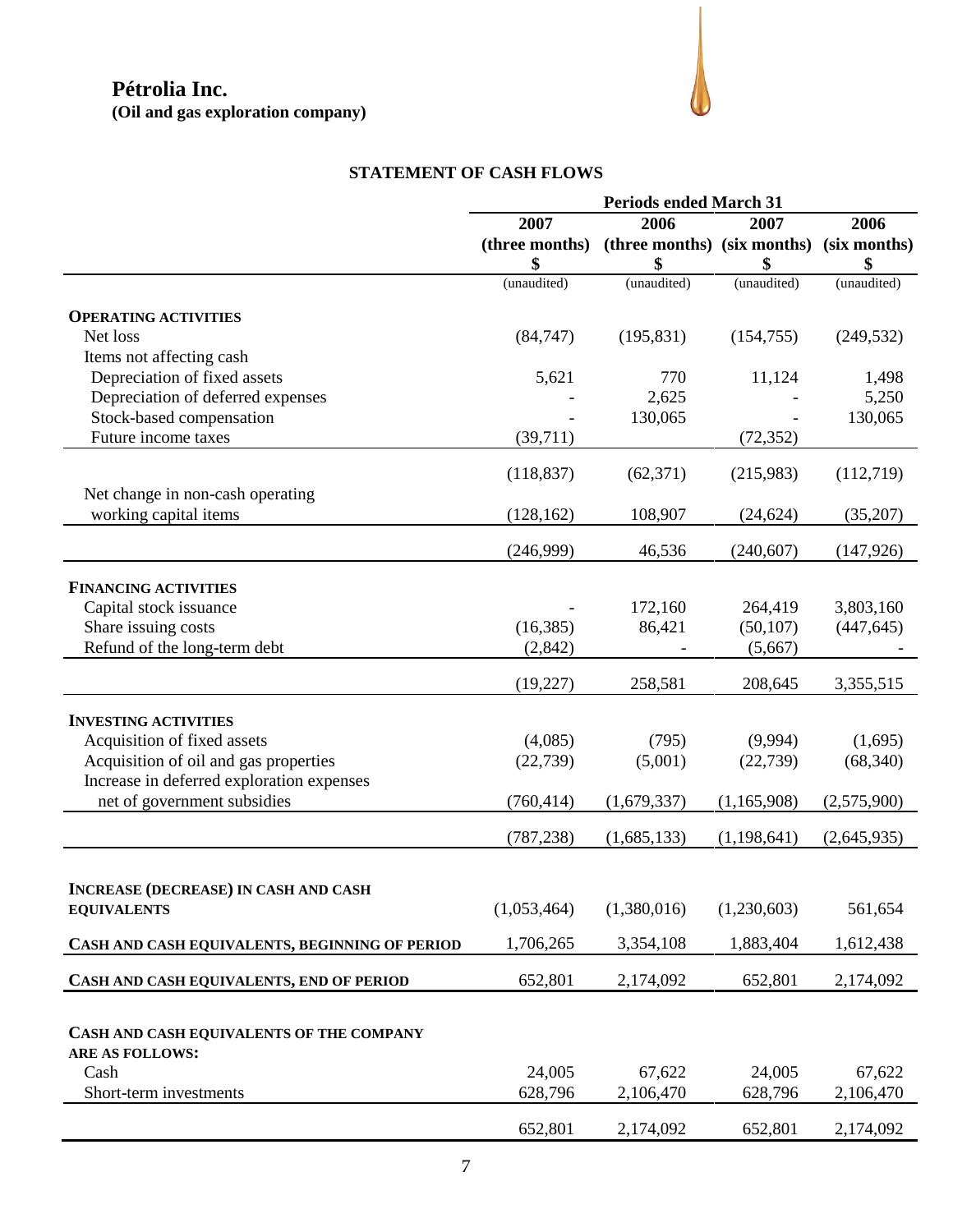# Pétrolia Inc.

**(Oil and gas exploration company)**

## STATEMENT OF CASH FLOWS

| | Periods ended March 31 | | | |
|---|---|---|---|---|
| | 2007 (three months) $ | 2006 (three months) $ | 2007 (six months) $ | 2006 (six months) $ |
| | (unaudited) | (unaudited) | (unaudited) | (unaudited) |
| **OPERATING ACTIVITIES** | | | | |
| Net loss | (84,747) | (195,831) | (154,755) | (249,532) |
| Items not affecting cash | | | | |
| Depreciation of fixed assets | 5,621 | 770 | 11,124 | 1,498 |
| Depreciation of deferred expenses | - | 2,625 | - | 5,250 |
| Stock-based compensation | - | 130,065 | - | 130,065 |
| Future income taxes | (39,711) | | (72,352) | |
| | (118,837) | (62,371) | (215,983) | (112,719) |
| Net change in non-cash operating working capital items | (128,162) | 108,907 | (24,624) | (35,207) |
| | (246,999) | 46,536 | (240,607) | (147,926) |
| **FINANCING ACTIVITIES** | | | | |
| Capital stock issuance | - | 172,160 | 264,419 | 3,803,160 |
| Share issuing costs | (16,385) | 86,421 | (50,107) | (447,645) |
| Refund of the long-term debt | (2,842) | - | (5,667) | - |
| | (19,227) | 258,581 | 208,645 | 3,355,515 |
| **INVESTING ACTIVITIES** | | | | |
| Acquisition of fixed assets | (4,085) | (795) | (9,994) | (1,695) |
| Acquisition of oil and gas properties | (22,739) | (5,001) | (22,739) | (68,340) |
| Increase in deferred exploration expenses net of government subsidies | (760,414) | (1,679,337) | (1,165,908) | (2,575,900) |
| | (787,238) | (1,685,133) | (1,198,641) | (2,645,935) |
| **INCREASE (DECREASE) IN CASH AND CASH EQUIVALENTS** | (1,053,464) | (1,380,016) | (1,230,603) | 561,654 |
| **CASH AND CASH EQUIVALENTS, BEGINNING OF PERIOD** | 1,706,265 | 3,354,108 | 1,883,404 | 1,612,438 |
| **CASH AND CASH EQUIVALENTS, END OF PERIOD** | 652,801 | 2,174,092 | 652,801 | 2,174,092 |
| **CASH AND CASH EQUIVALENTS OF THE COMPANY ARE AS FOLLOWS:** | | | | |
| Cash | 24,005 | 67,622 | 24,005 | 67,622 |
| Short-term investments | 628,796 | 2,106,470 | 628,796 | 2,106,470 |
| | 652,801 | 2,174,092 | 652,801 | 2,174,092 |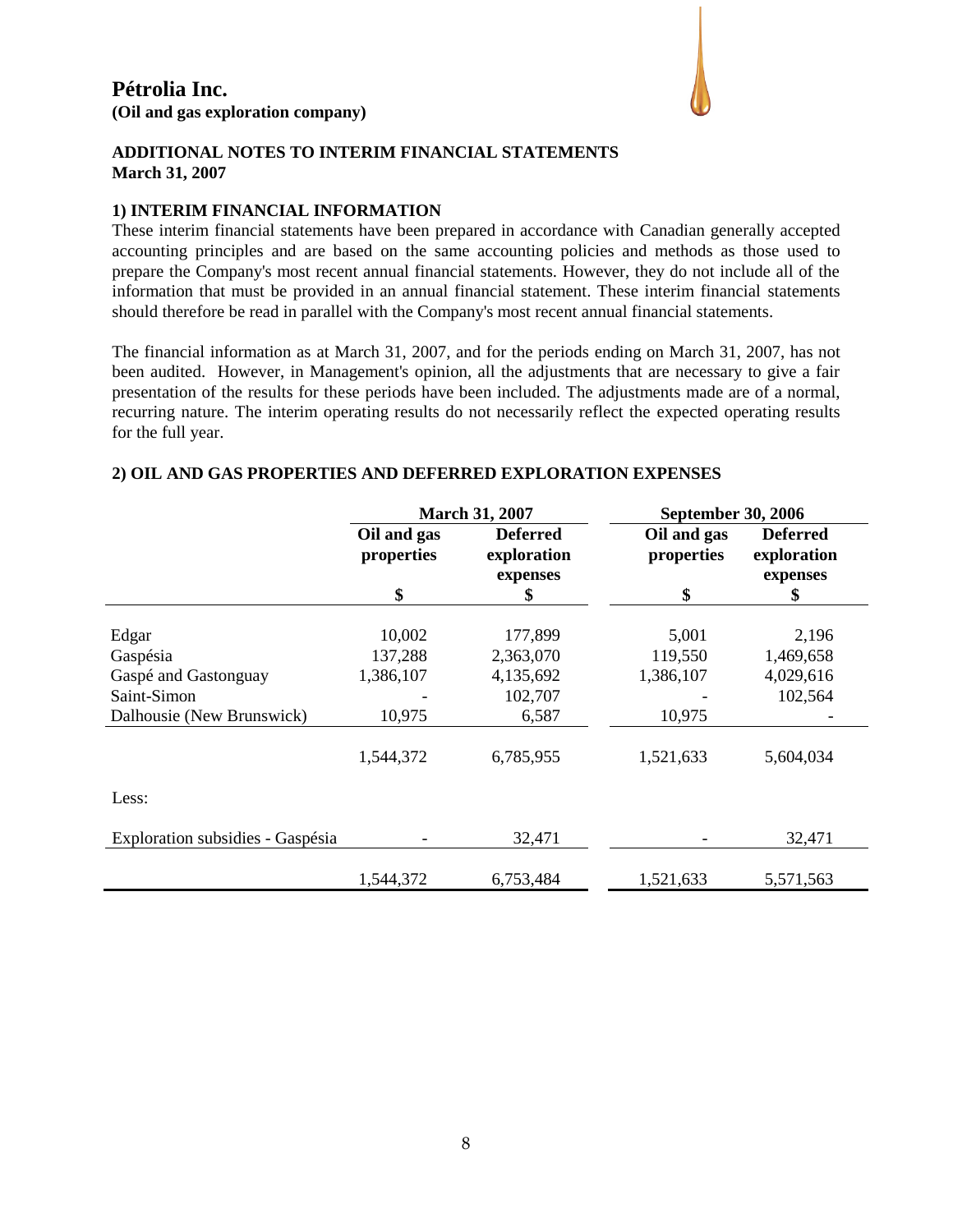**Pétrolia Inc.**
**(Oil and gas exploration company)**

## ADDITIONAL NOTES TO INTERIM FINANCIAL STATEMENTS
**March 31, 2007**

### 1) INTERIM FINANCIAL INFORMATION

These interim financial statements have been prepared in accordance with Canadian generally accepted accounting principles and are based on the same accounting policies and methods as those used to prepare the Company's most recent annual financial statements. However, they do not include all of the information that must be provided in an annual financial statement. These interim financial statements should therefore be read in parallel with the Company's most recent annual financial statements.

The financial information as at March 31, 2007, and for the periods ending on March 31, 2007, has not been audited. However, in Management's opinion, all the adjustments that are necessary to give a fair presentation of the results for these periods have been included. The adjustments made are of a normal, recurring nature. The interim operating results do not necessarily reflect the expected operating results for the full year.

### 2) OIL AND GAS PROPERTIES AND DEFERRED EXPLORATION EXPENSES

| | March 31, 2007 | | September 30, 2006 | |
|---|---|---|---|---|
| | **Oil and gas properties** | **Deferred exploration expenses** | **Oil and gas properties** | **Deferred exploration expenses** |
| | $ | $ | $ | $ |
| Edgar | 10,002 | 177,899 | 5,001 | 2,196 |
| Gaspésia | 137,288 | 2,363,070 | 119,550 | 1,469,658 |
| Gaspé and Gastonguay | 1,386,107 | 4,135,692 | 1,386,107 | 4,029,616 |
| Saint-Simon | - | 102,707 | - | 102,564 |
| Dalhousie (New Brunswick) | 10,975 | 6,587 | 10,975 | - |
| | 1,544,372 | 6,785,955 | 1,521,633 | 5,604,034 |
| Less: | | | | |
| Exploration subsidies - Gaspésia | - | 32,471 | - | 32,471 |
| | 1,544,372 | 6,753,484 | 1,521,633 | 5,571,563 |